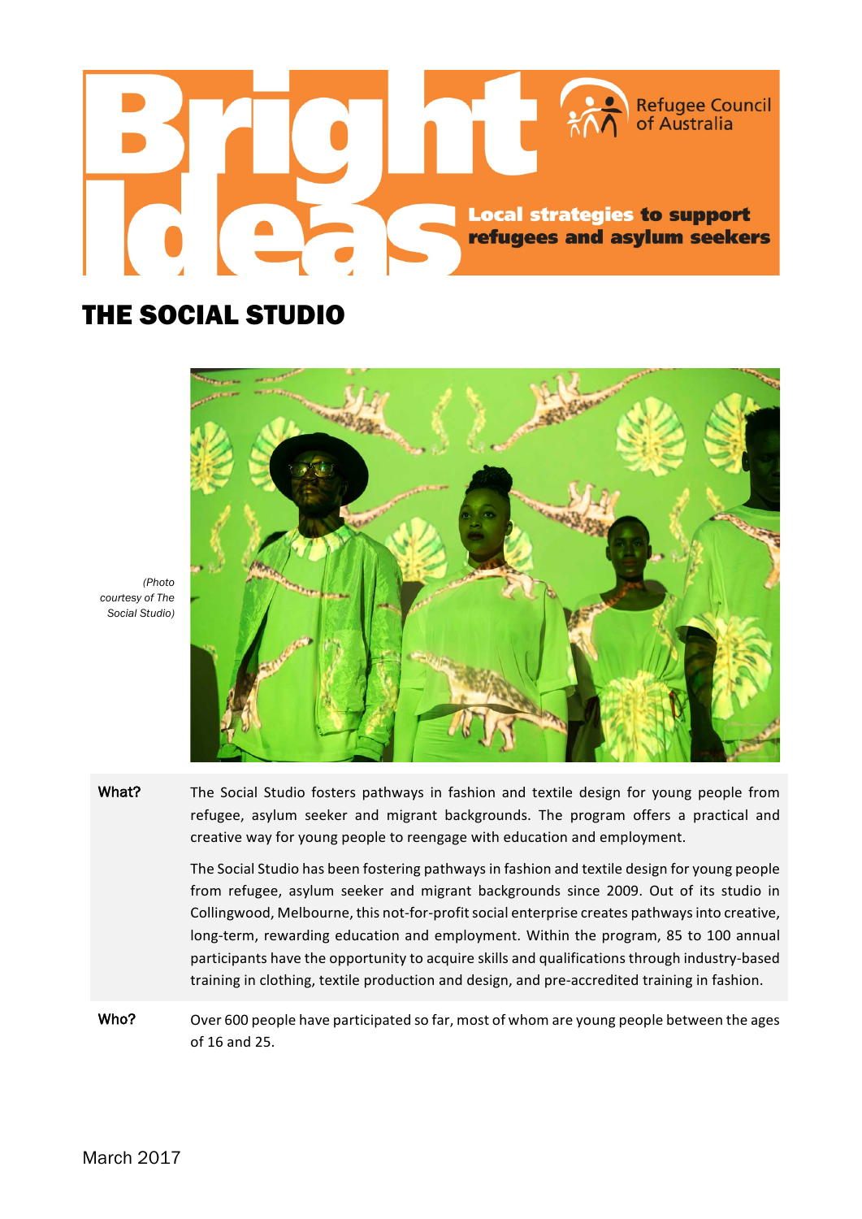# Bright ideas

Refugee Council of Australia

**Local strategies to support refugees and asylum seekers**

## THE SOCIAL STUDIO

*(Photo courtesy of The Social Studio)*

**What?**

The Social Studio fosters pathways in fashion and textile design for young people from refugee, asylum seeker and migrant backgrounds. The program offers a practical and creative way for young people to reengage with education and employment.

The Social Studio has been fostering pathways in fashion and textile design for young people from refugee, asylum seeker and migrant backgrounds since 2009. Out of its studio in Collingwood, Melbourne, this not-for-profit social enterprise creates pathways into creative, long-term, rewarding education and employment. Within the program, 85 to 100 annual participants have the opportunity to acquire skills and qualifications through industry-based training in clothing, textile production and design, and pre-accredited training in fashion.

**Who?**

Over 600 people have participated so far, most of whom are young people between the ages of 16 and 25.

March 2017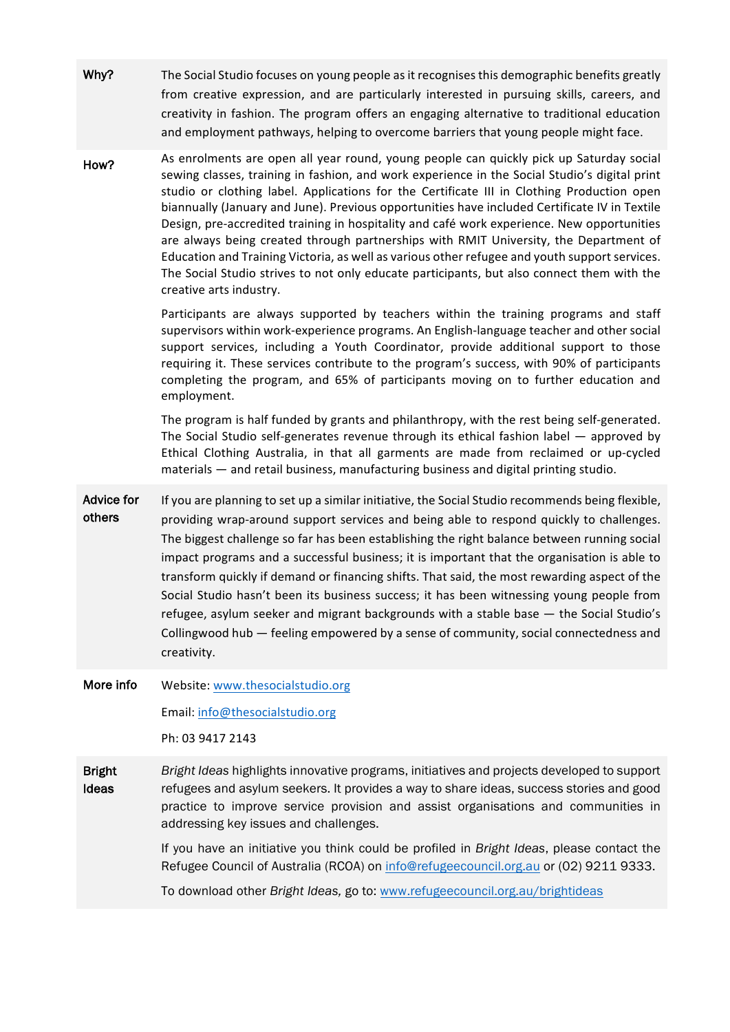**Why?**

The Social Studio focuses on young people as it recognises this demographic benefits greatly from creative expression, and are particularly interested in pursuing skills, careers, and creativity in fashion. The program offers an engaging alternative to traditional education and employment pathways, helping to overcome barriers that young people might face.

**How?**

As enrolments are open all year round, young people can quickly pick up Saturday social sewing classes, training in fashion, and work experience in the Social Studio's digital print studio or clothing label. Applications for the Certificate III in Clothing Production open biannually (January and June). Previous opportunities have included Certificate IV in Textile Design, pre-accredited training in hospitality and café work experience. New opportunities are always being created through partnerships with RMIT University, the Department of Education and Training Victoria, as well as various other refugee and youth support services. The Social Studio strives to not only educate participants, but also connect them with the creative arts industry.

Participants are always supported by teachers within the training programs and staff supervisors within work-experience programs. An English-language teacher and other social support services, including a Youth Coordinator, provide additional support to those requiring it. These services contribute to the program's success, with 90% of participants completing the program, and 65% of participants moving on to further education and employment.

The program is half funded by grants and philanthropy, with the rest being self-generated. The Social Studio self-generates revenue through its ethical fashion label — approved by Ethical Clothing Australia, in that all garments are made from reclaimed or up-cycled materials — and retail business, manufacturing business and digital printing studio.

**Advice for others**

If you are planning to set up a similar initiative, the Social Studio recommends being flexible, providing wrap-around support services and being able to respond quickly to challenges. The biggest challenge so far has been establishing the right balance between running social impact programs and a successful business; it is important that the organisation is able to transform quickly if demand or financing shifts. That said, the most rewarding aspect of the Social Studio hasn't been its business success; it has been witnessing young people from refugee, asylum seeker and migrant backgrounds with a stable base — the Social Studio's Collingwood hub — feeling empowered by a sense of community, social connectedness and creativity.

**More info**

Website: [www.thesocialstudio.org](http://www.thesocialstudio.org)

Email: [info@thesocialstudio.org](mailto:info@thesocialstudio.org)

Ph: 03 9417 2143

**Bright Ideas**

*Bright Ideas* highlights innovative programs, initiatives and projects developed to support refugees and asylum seekers. It provides a way to share ideas, success stories and good practice to improve service provision and assist organisations and communities in addressing key issues and challenges.

If you have an initiative you think could be profiled in *Bright Ideas*, please contact the Refugee Council of Australia (RCOA) on [info@refugeecouncil.org.au](mailto:info@refugeecouncil.org.au) or (02) 9211 9333.

To download other *Bright Ideas*, go to: [www.refugeecouncil.org.au/brightideas](http://www.refugeecouncil.org.au/brightideas)